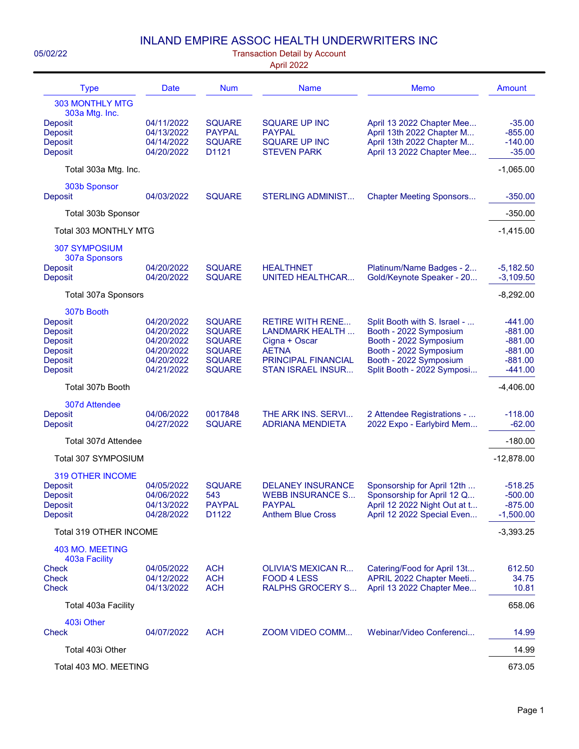# INLAND EMPIRE ASSOC HEALTH UNDERWRITERS INC

05/02/22

## Transaction Detail by Account

April 2022

| Type | Date | Num | Name | Memo | Amount |
|---|---|---|---|---|---|
| **303 MONTHLY MTG** | | | | | |
| 303a Mtg. Inc. | | | | | |
| Deposit | 04/11/2022 | SQUARE | SQUARE UP INC | April 13 2022 Chapter Mee... | -35.00 |
| Deposit | 04/13/2022 | PAYPAL | PAYPAL | April 13th 2022 Chapter M... | -855.00 |
| Deposit | 04/14/2022 | SQUARE | SQUARE UP INC | April 13th 2022 Chapter M... | -140.00 |
| Deposit | 04/20/2022 | D1121 | STEVEN PARK | April 13 2022 Chapter Mee... | -35.00 |
| Total 303a Mtg. Inc. | | | | | -1,065.00 |
| 303b Sponsor | | | | | |
| Deposit | 04/03/2022 | SQUARE | STERLING ADMINIST... | Chapter Meeting Sponsors... | -350.00 |
| Total 303b Sponsor | | | | | -350.00 |
| Total 303 MONTHLY MTG | | | | | -1,415.00 |
| **307 SYMPOSIUM** | | | | | |
| 307a Sponsors | | | | | |
| Deposit | 04/20/2022 | SQUARE | HEALTHNET | Platinum/Name Badges - 2... | -5,182.50 |
| Deposit | 04/20/2022 | SQUARE | UNITED HEALTHCAR... | Gold/Keynote Speaker - 20... | -3,109.50 |
| Total 307a Sponsors | | | | | -8,292.00 |
| 307b Booth | | | | | |
| Deposit | 04/20/2022 | SQUARE | RETIRE WITH RENE... | Split Booth with S. Israel - ... | -441.00 |
| Deposit | 04/20/2022 | SQUARE | LANDMARK HEALTH ... | Booth - 2022 Symposium | -881.00 |
| Deposit | 04/20/2022 | SQUARE | Cigna + Oscar | Booth - 2022 Symposium | -881.00 |
| Deposit | 04/20/2022 | SQUARE | AETNA | Booth - 2022 Symposium | -881.00 |
| Deposit | 04/20/2022 | SQUARE | PRINCIPAL FINANCIAL | Booth - 2022 Symposium | -881.00 |
| Deposit | 04/21/2022 | SQUARE | STAN ISRAEL INSUR... | Split Booth - 2022 Symposi... | -441.00 |
| Total 307b Booth | | | | | -4,406.00 |
| 307d Attendee | | | | | |
| Deposit | 04/06/2022 | 0017848 | THE ARK INS. SERVI... | 2 Attendee Registrations - ... | -118.00 |
| Deposit | 04/27/2022 | SQUARE | ADRIANA MENDIETA | 2022 Expo - Earlybird Mem... | -62.00 |
| Total 307d Attendee | | | | | -180.00 |
| Total 307 SYMPOSIUM | | | | | -12,878.00 |
| **319 OTHER INCOME** | | | | | |
| Deposit | 04/05/2022 | SQUARE | DELANEY INSURANCE | Sponsorship for April 12th ... | -518.25 |
| Deposit | 04/06/2022 | 543 | WEBB INSURANCE S... | Sponsorship for April 12 Q... | -500.00 |
| Deposit | 04/13/2022 | PAYPAL | PAYPAL | April 12 2022 Night Out at t... | -875.00 |
| Deposit | 04/28/2022 | D1122 | Anthem Blue Cross | April 12 2022 Special Even... | -1,500.00 |
| Total 319 OTHER INCOME | | | | | -3,393.25 |
| **403 MO. MEETING** | | | | | |
| 403a Facility | | | | | |
| Check | 04/05/2022 | ACH | OLIVIA'S MEXICAN R... | Catering/Food for April 13t... | 612.50 |
| Check | 04/12/2022 | ACH | FOOD 4 LESS | APRIL 2022 Chapter Meeti... | 34.75 |
| Check | 04/13/2022 | ACH | RALPHS GROCERY S... | April 13 2022 Chapter Mee... | 10.81 |
| Total 403a Facility | | | | | 658.06 |
| 403i Other | | | | | |
| Check | 04/07/2022 | ACH | ZOOM VIDEO COMM... | Webinar/Video Conferenci... | 14.99 |
| Total 403i Other | | | | | 14.99 |
| Total 403 MO. MEETING | | | | | 673.05 |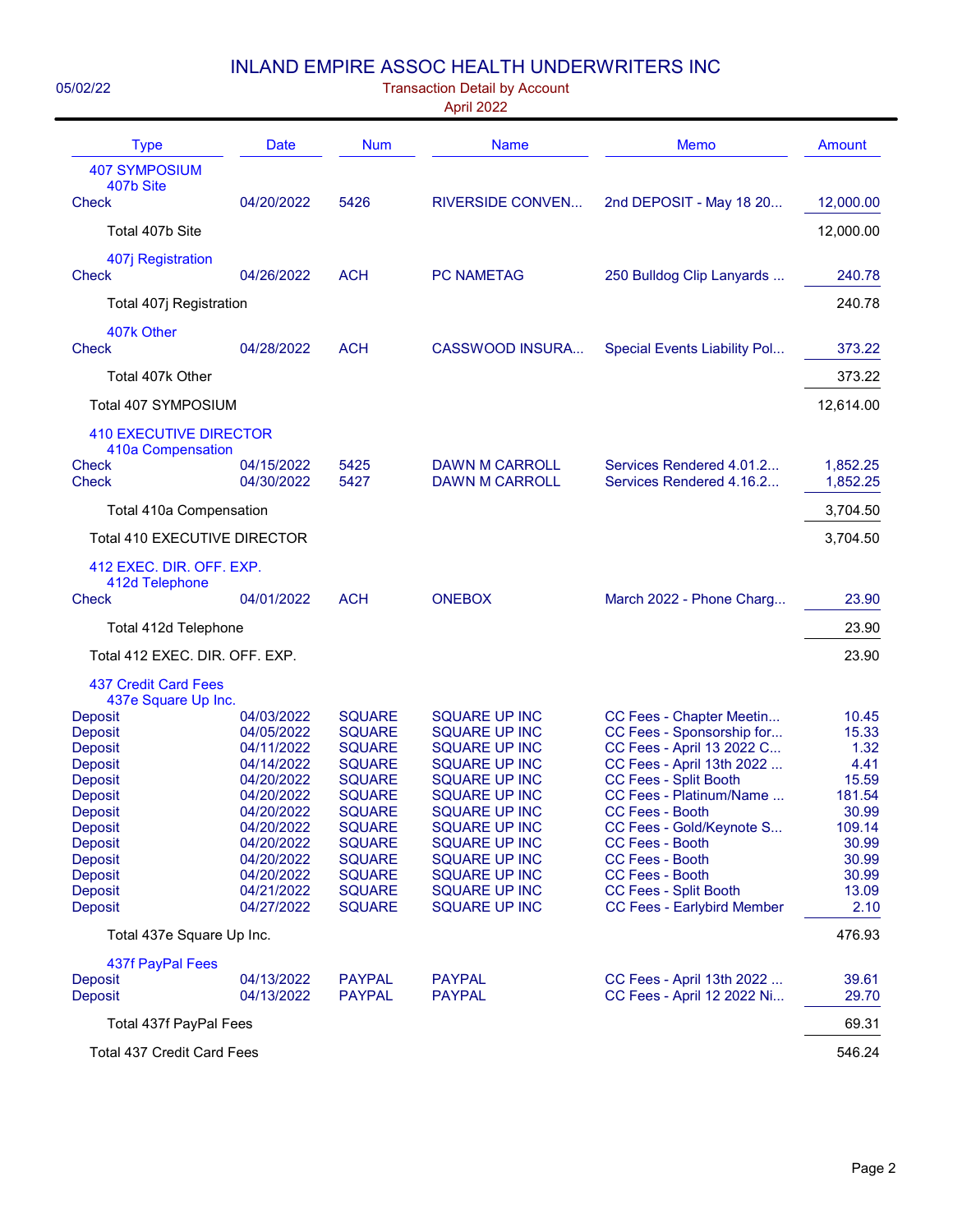# INLAND EMPIRE ASSOC HEALTH UNDERWRITERS INC

05/02/22

## Transaction Detail by Account

April 2022

| Type | Date | Num | Name | Memo | Amount |
|---|---|---|---|---|---|
| **407 SYMPOSIUM** | | | | | |
| 407b Site | | | | | |
| Check | 04/20/2022 | 5426 | RIVERSIDE CONVEN... | 2nd DEPOSIT - May 18 20... | 12,000.00 |
| Total 407b Site | | | | | 12,000.00 |
| 407j Registration | | | | | |
| Check | 04/26/2022 | ACH | PC NAMETAG | 250 Bulldog Clip Lanyards ... | 240.78 |
| Total 407j Registration | | | | | 240.78 |
| 407k Other | | | | | |
| Check | 04/28/2022 | ACH | CASSWOOD INSURA... | Special Events Liability Pol... | 373.22 |
| Total 407k Other | | | | | 373.22 |
| Total 407 SYMPOSIUM | | | | | 12,614.00 |
| **410 EXECUTIVE DIRECTOR** | | | | | |
| 410a Compensation | | | | | |
| Check | 04/15/2022 | 5425 | DAWN M CARROLL | Services Rendered 4.01.2... | 1,852.25 |
| Check | 04/30/2022 | 5427 | DAWN M CARROLL | Services Rendered 4.16.2... | 1,852.25 |
| Total 410a Compensation | | | | | 3,704.50 |
| Total 410 EXECUTIVE DIRECTOR | | | | | 3,704.50 |
| **412 EXEC. DIR. OFF. EXP.** | | | | | |
| 412d Telephone | | | | | |
| Check | 04/01/2022 | ACH | ONEBOX | March 2022 - Phone Charg... | 23.90 |
| Total 412d Telephone | | | | | 23.90 |
| Total 412 EXEC. DIR. OFF. EXP. | | | | | 23.90 |
| **437 Credit Card Fees** | | | | | |
| 437e Square Up Inc. | | | | | |
| Deposit | 04/03/2022 | SQUARE | SQUARE UP INC | CC Fees - Chapter Meetin... | 10.45 |
| Deposit | 04/05/2022 | SQUARE | SQUARE UP INC | CC Fees - Sponsorship for... | 15.33 |
| Deposit | 04/11/2022 | SQUARE | SQUARE UP INC | CC Fees - April 13 2022 C... | 1.32 |
| Deposit | 04/14/2022 | SQUARE | SQUARE UP INC | CC Fees - April 13th 2022 ... | 4.41 |
| Deposit | 04/20/2022 | SQUARE | SQUARE UP INC | CC Fees - Split Booth | 15.59 |
| Deposit | 04/20/2022 | SQUARE | SQUARE UP INC | CC Fees - Platinum/Name ... | 181.54 |
| Deposit | 04/20/2022 | SQUARE | SQUARE UP INC | CC Fees - Booth | 30.99 |
| Deposit | 04/20/2022 | SQUARE | SQUARE UP INC | CC Fees - Gold/Keynote S... | 109.14 |
| Deposit | 04/20/2022 | SQUARE | SQUARE UP INC | CC Fees - Booth | 30.99 |
| Deposit | 04/20/2022 | SQUARE | SQUARE UP INC | CC Fees - Booth | 30.99 |
| Deposit | 04/20/2022 | SQUARE | SQUARE UP INC | CC Fees - Booth | 30.99 |
| Deposit | 04/21/2022 | SQUARE | SQUARE UP INC | CC Fees - Split Booth | 13.09 |
| Deposit | 04/27/2022 | SQUARE | SQUARE UP INC | CC Fees - Earlybird Member | 2.10 |
| Total 437e Square Up Inc. | | | | | 476.93 |
| 437f PayPal Fees | | | | | |
| Deposit | 04/13/2022 | PAYPAL | PAYPAL | CC Fees - April 13th 2022 ... | 39.61 |
| Deposit | 04/13/2022 | PAYPAL | PAYPAL | CC Fees - April 12 2022 Ni... | 29.70 |
| Total 437f PayPal Fees | | | | | 69.31 |
| Total 437 Credit Card Fees | | | | | 546.24 |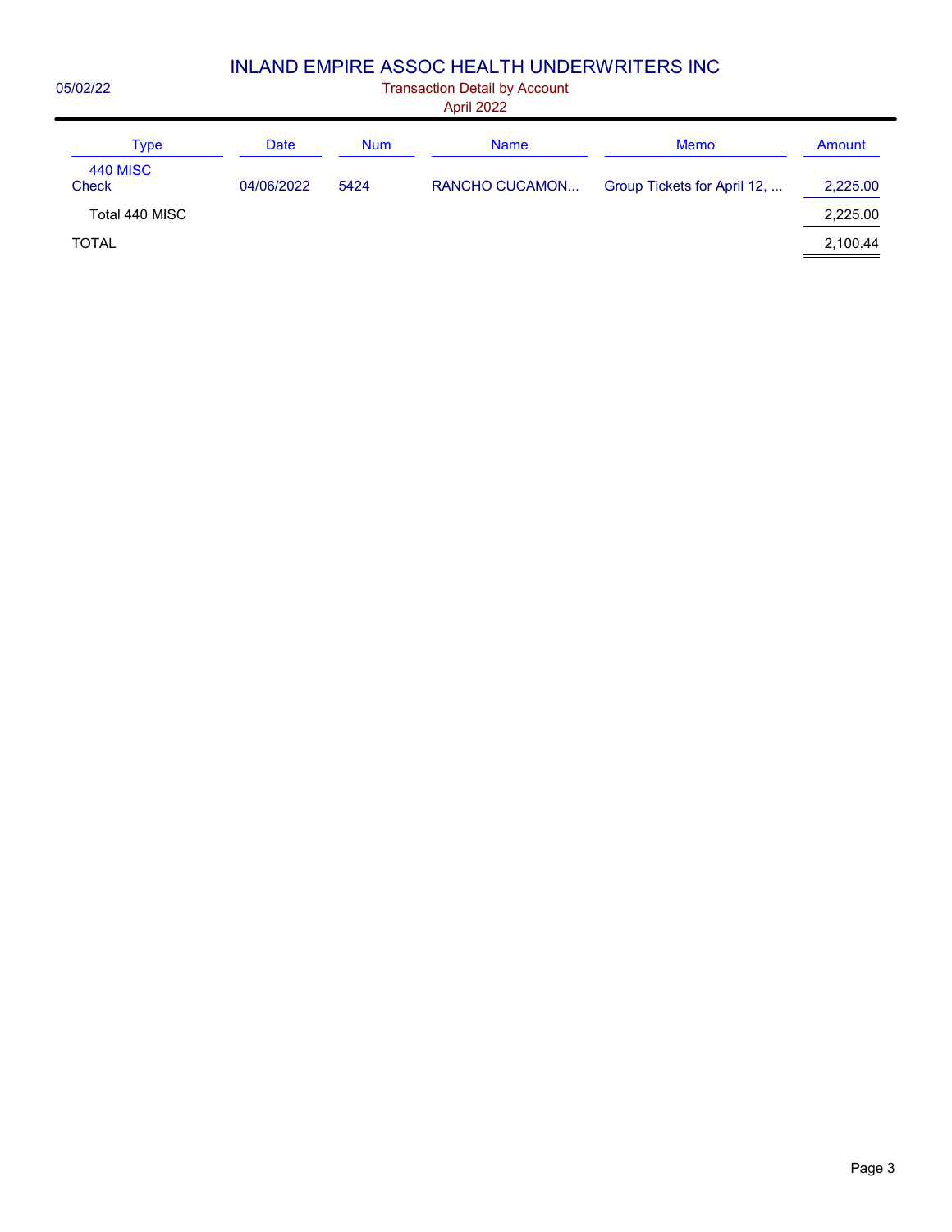# INLAND EMPIRE ASSOC HEALTH UNDERWRITERS INC

05/02/22

## Transaction Detail by Account

April 2022

| Type | Date | Num | Name | Memo | Amount |
|---|---|---|---|---|---|
| 440 MISC | | | | | |
| Check | 04/06/2022 | 5424 | RANCHO CUCAMON... | Group Tickets for April 12, ... | 2,225.00 |
| Total 440 MISC | | | | | 2,225.00 |
| TOTAL | | | | | 2,100.44 |